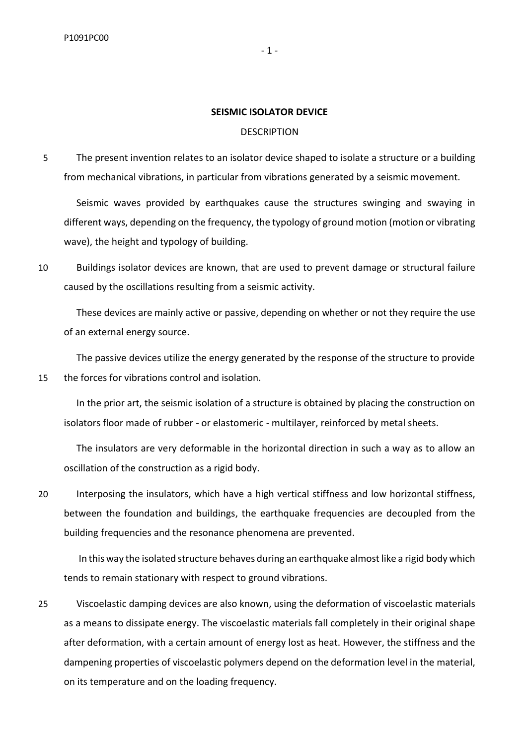# SEISMIC ISOLATOR DEVICE

## DESCRIPTION

The present invention relates to an isolator device shaped to isolate a structure or a building from mechanical vibrations, in particular from vibrations generated by a seismic movement.

Seismic waves provided by earthquakes cause the structures swinging and swaying in different ways, depending on the frequency, the typology of ground motion (motion or vibrating wave), the height and typology of building.

Buildings isolator devices are known, that are used to prevent damage or structural failure caused by the oscillations resulting from a seismic activity.

These devices are mainly active or passive, depending on whether or not they require the use of an external energy source.

The passive devices utilize the energy generated by the response of the structure to provide the forces for vibrations control and isolation.

In the prior art, the seismic isolation of a structure is obtained by placing the construction on isolators floor made of rubber - or elastomeric - multilayer, reinforced by metal sheets.

The insulators are very deformable in the horizontal direction in such a way as to allow an oscillation of the construction as a rigid body.

Interposing the insulators, which have a high vertical stiffness and low horizontal stiffness, between the foundation and buildings, the earthquake frequencies are decoupled from the building frequencies and the resonance phenomena are prevented.

In this way the isolated structure behaves during an earthquake almost like a rigid body which tends to remain stationary with respect to ground vibrations.

Viscoelastic damping devices are also known, using the deformation of viscoelastic materials as a means to dissipate energy. The viscoelastic materials fall completely in their original shape after deformation, with a certain amount of energy lost as heat. However, the stiffness and the dampening properties of viscoelastic polymers depend on the deformation level in the material, on its temperature and on the loading frequency.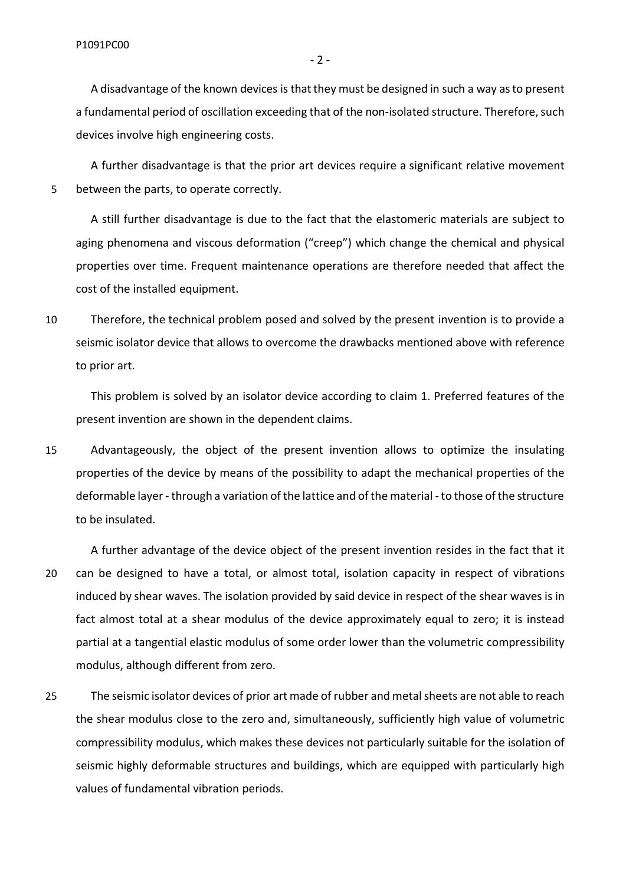A disadvantage of the known devices is that they must be designed in such a way as to present a fundamental period of oscillation exceeding that of the non-isolated structure. Therefore, such devices involve high engineering costs.

A further disadvantage is that the prior art devices require a significant relative movement between the parts, to operate correctly.

A still further disadvantage is due to the fact that the elastomeric materials are subject to aging phenomena and viscous deformation ("creep") which change the chemical and physical properties over time. Frequent maintenance operations are therefore needed that affect the cost of the installed equipment.

Therefore, the technical problem posed and solved by the present invention is to provide a seismic isolator device that allows to overcome the drawbacks mentioned above with reference to prior art.

This problem is solved by an isolator device according to claim 1. Preferred features of the present invention are shown in the dependent claims.

Advantageously, the object of the present invention allows to optimize the insulating properties of the device by means of the possibility to adapt the mechanical properties of the deformable layer - through a variation of the lattice and of the material - to those of the structure to be insulated.

A further advantage of the device object of the present invention resides in the fact that it can be designed to have a total, or almost total, isolation capacity in respect of vibrations induced by shear waves. The isolation provided by said device in respect of the shear waves is in fact almost total at a shear modulus of the device approximately equal to zero; it is instead partial at a tangential elastic modulus of some order lower than the volumetric compressibility modulus, although different from zero.

The seismic isolator devices of prior art made of rubber and metal sheets are not able to reach the shear modulus close to the zero and, simultaneously, sufficiently high value of volumetric compressibility modulus, which makes these devices not particularly suitable for the isolation of seismic highly deformable structures and buildings, which are equipped with particularly high values of fundamental vibration periods.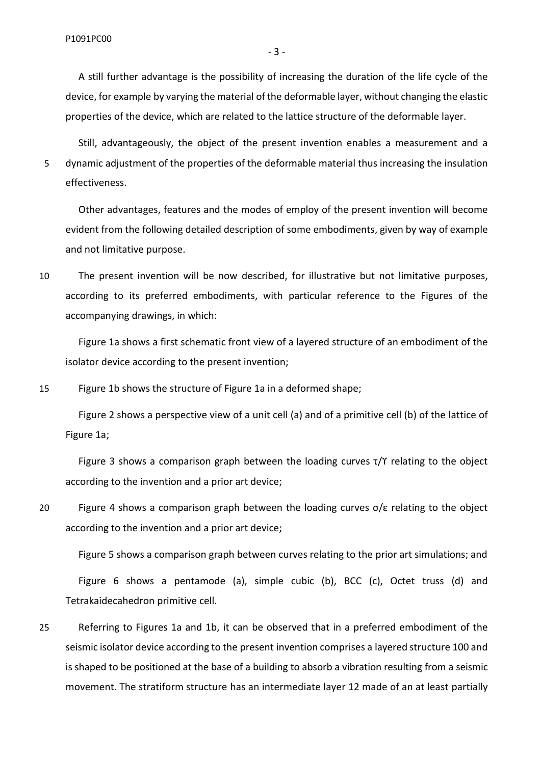A still further advantage is the possibility of increasing the duration of the life cycle of the device, for example by varying the material of the deformable layer, without changing the elastic properties of the device, which are related to the lattice structure of the deformable layer.

Still, advantageously, the object of the present invention enables a measurement and a dynamic adjustment of the properties of the deformable material thus increasing the insulation effectiveness.

Other advantages, features and the modes of employ of the present invention will become evident from the following detailed description of some embodiments, given by way of example and not limitative purpose.

The present invention will be now described, for illustrative but not limitative purposes, according to its preferred embodiments, with particular reference to the Figures of the accompanying drawings, in which:

Figure 1a shows a first schematic front view of a layered structure of an embodiment of the isolator device according to the present invention;

Figure 1b shows the structure of Figure 1a in a deformed shape;

Figure 2 shows a perspective view of a unit cell (a) and of a primitive cell (b) of the lattice of Figure 1a;

Figure 3 shows a comparison graph between the loading curves $\tau/\Upsilon$ relating to the object according to the invention and a prior art device;

Figure 4 shows a comparison graph between the loading curves $\sigma/\varepsilon$ relating to the object according to the invention and a prior art device;

Figure 5 shows a comparison graph between curves relating to the prior art simulations; and

Figure 6 shows a pentamode (a), simple cubic (b), BCC (c), Octet truss (d) and Tetrakaidecahedron primitive cell.

Referring to Figures 1a and 1b, it can be observed that in a preferred embodiment of the seismic isolator device according to the present invention comprises a layered structure 100 and is shaped to be positioned at the base of a building to absorb a vibration resulting from a seismic movement. The stratiform structure has an intermediate layer 12 made of an at least partially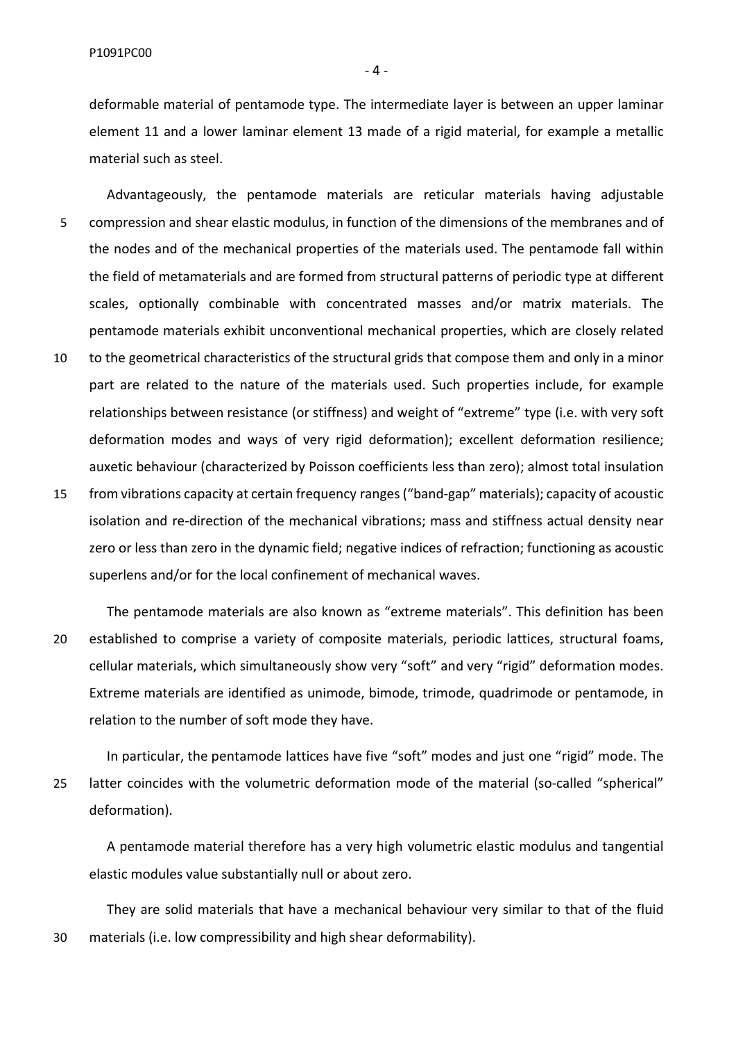deformable material of pentamode type. The intermediate layer is between an upper laminar element 11 and a lower laminar element 13 made of a rigid material, for example a metallic material such as steel.

Advantageously, the pentamode materials are reticular materials having adjustable compression and shear elastic modulus, in function of the dimensions of the membranes and of the nodes and of the mechanical properties of the materials used. The pentamode fall within the field of metamaterials and are formed from structural patterns of periodic type at different scales, optionally combinable with concentrated masses and/or matrix materials. The pentamode materials exhibit unconventional mechanical properties, which are closely related to the geometrical characteristics of the structural grids that compose them and only in a minor part are related to the nature of the materials used. Such properties include, for example relationships between resistance (or stiffness) and weight of "extreme" type (i.e. with very soft deformation modes and ways of very rigid deformation); excellent deformation resilience; auxetic behaviour (characterized by Poisson coefficients less than zero); almost total insulation from vibrations capacity at certain frequency ranges ("band-gap" materials); capacity of acoustic isolation and re-direction of the mechanical vibrations; mass and stiffness actual density near zero or less than zero in the dynamic field; negative indices of refraction; functioning as acoustic superlens and/or for the local confinement of mechanical waves.

The pentamode materials are also known as "extreme materials". This definition has been established to comprise a variety of composite materials, periodic lattices, structural foams, cellular materials, which simultaneously show very "soft" and very "rigid" deformation modes. Extreme materials are identified as unimode, bimode, trimode, quadrimode or pentamode, in relation to the number of soft mode they have.

In particular, the pentamode lattices have five "soft" modes and just one "rigid" mode. The latter coincides with the volumetric deformation mode of the material (so-called "spherical" deformation).

A pentamode material therefore has a very high volumetric elastic modulus and tangential elastic modules value substantially null or about zero.

They are solid materials that have a mechanical behaviour very similar to that of the fluid materials (i.e. low compressibility and high shear deformability).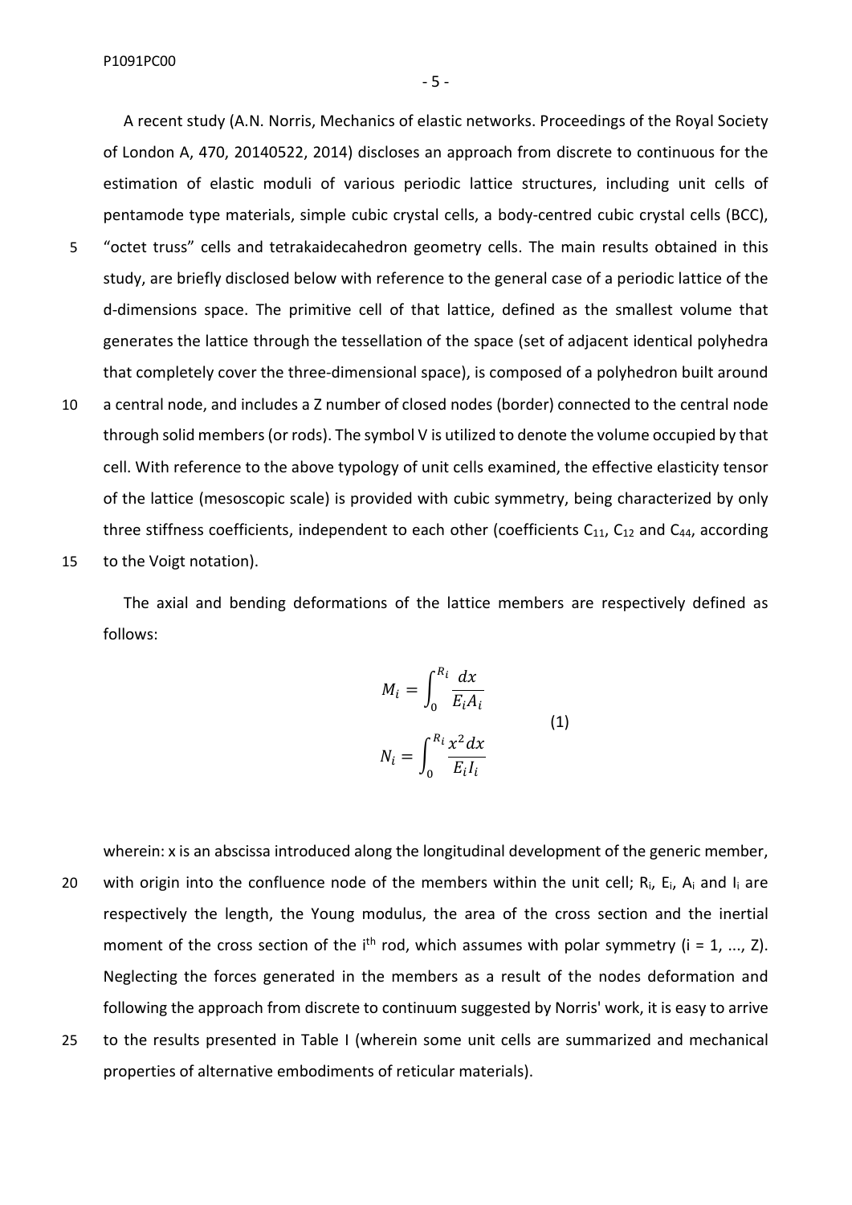A recent study (A.N. Norris, Mechanics of elastic networks. Proceedings of the Royal Society of London A, 470, 20140522, 2014) discloses an approach from discrete to continuous for the estimation of elastic moduli of various periodic lattice structures, including unit cells of pentamode type materials, simple cubic crystal cells, a body-centred cubic crystal cells (BCC), “octet truss” cells and tetrakaidecahedron geometry cells. The main results obtained in this study, are briefly disclosed below with reference to the general case of a periodic lattice of the d-dimensions space. The primitive cell of that lattice, defined as the smallest volume that generates the lattice through the tessellation of the space (set of adjacent identical polyhedra that completely cover the three-dimensional space), is composed of a polyhedron built around a central node, and includes a Z number of closed nodes (border) connected to the central node through solid members (or rods). The symbol V is utilized to denote the volume occupied by that cell. With reference to the above typology of unit cells examined, the effective elasticity tensor of the lattice (mesoscopic scale) is provided with cubic symmetry, being characterized by only three stiffness coefficients, independent to each other (coefficients $C_{11}$, $C_{12}$ and $C_{44}$, according to the Voigt notation).

The axial and bending deformations of the lattice members are respectively defined as follows:

$$
M_i = \int_0^{R_i} \frac{dx}{E_i A_i}
$$

$$
N_i = \int_0^{R_i} \frac{x^2 dx}{E_i I_i} \tag{1}
$$

wherein: x is an abscissa introduced along the longitudinal development of the generic member, with origin into the confluence node of the members within the unit cell; $R_i$, $E_i$, $A_i$ and $I_i$ are respectively the length, the Young modulus, the area of the cross section and the inertial moment of the cross section of the $i^{th}$ rod, which assumes with polar symmetry ($i = 1, ..., Z$). Neglecting the forces generated in the members as a result of the nodes deformation and following the approach from discrete to continuum suggested by Norris' work, it is easy to arrive to the results presented in Table I (wherein some unit cells are summarized and mechanical properties of alternative embodiments of reticular materials).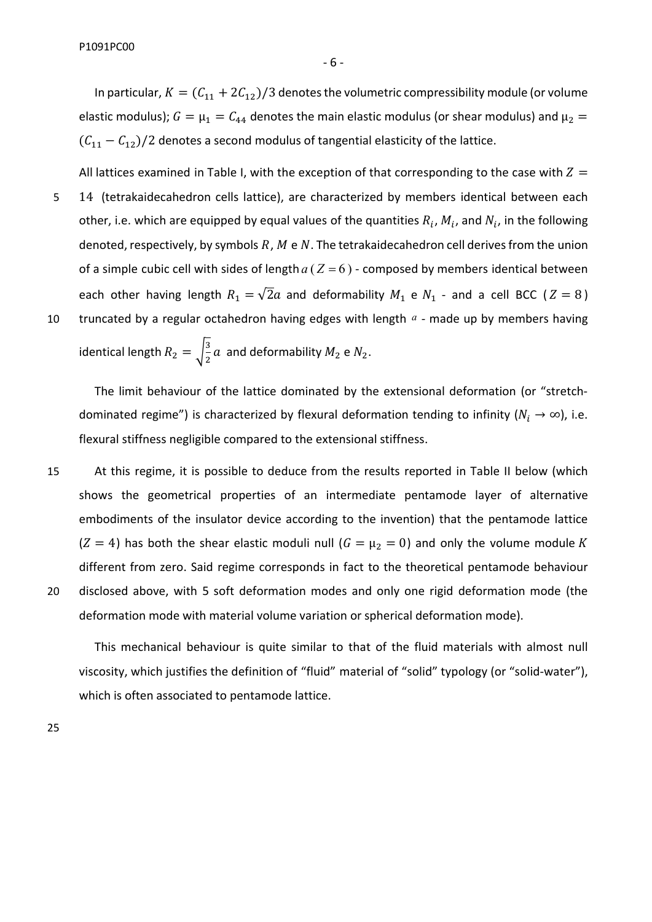In particular, $K = (C_{11} + 2C_{12})/3$ denotes the volumetric compressibility module (or volume elastic modulus); $G = \mu_1 = C_{44}$ denotes the main elastic modulus (or shear modulus) and $\mu_2 = (C_{11} - C_{12})/2$ denotes a second modulus of tangential elasticity of the lattice.

All lattices examined in Table I, with the exception of that corresponding to the case with $Z = 14$ (tetrakaidecahedron cells lattice), are characterized by members identical between each other, i.e. which are equipped by equal values of the quantities $R_i$, $M_i$, and $N_i$, in the following denoted, respectively, by symbols $R$, $M$ e $N$. The tetrakaidecahedron cell derives from the union of a simple cubic cell with sides of length $a$ ($Z = 6$) - composed by members identical between each other having length $R_1 = \sqrt{2}a$ and deformability $M_1$ e $N_1$ - and a cell BCC ($Z = 8$) truncated by a regular octahedron having edges with length $a$ - made up by members having identical length $R_2 = \sqrt{\frac{3}{2}}a$ and deformability $M_2$ e $N_2$.

The limit behaviour of the lattice dominated by the extensional deformation (or "stretch-dominated regime") is characterized by flexural deformation tending to infinity ($N_i \to \infty$), i.e. flexural stiffness negligible compared to the extensional stiffness.

At this regime, it is possible to deduce from the results reported in Table II below (which shows the geometrical properties of an intermediate pentamode layer of alternative embodiments of the insulator device according to the invention) that the pentamode lattice ($Z = 4$) has both the shear elastic moduli null ($G = \mu_2 = 0$) and only the volume module $K$ different from zero. Said regime corresponds in fact to the theoretical pentamode behaviour disclosed above, with 5 soft deformation modes and only one rigid deformation mode (the deformation mode with material volume variation or spherical deformation mode).

This mechanical behaviour is quite similar to that of the fluid materials with almost null viscosity, which justifies the definition of "fluid" material of "solid" typology (or "solid-water"), which is often associated to pentamode lattice.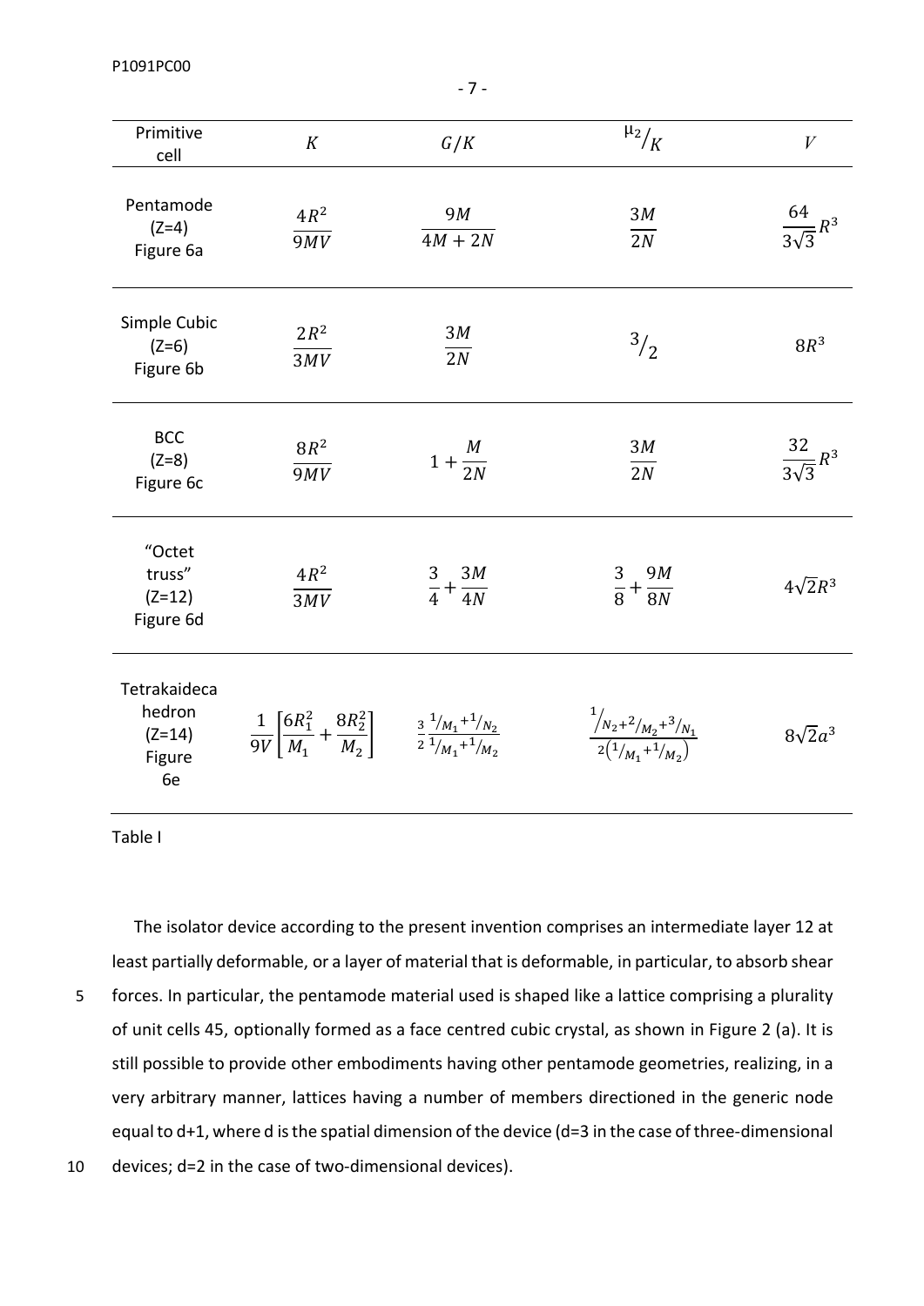| Primitive cell | $K$ | $G/K$ | $\mu_2/K$ | $V$ |
|---|---|---|---|---|
| Pentamode (Z=4) Figure 6a | $\frac{4R^2}{9MV}$ | $\frac{9M}{4M+2N}$ | $\frac{3M}{2N}$ | $\frac{64}{3\sqrt{3}}R^3$ |
| Simple Cubic (Z=6) Figure 6b | $\frac{2R^2}{3MV}$ | $\frac{3M}{2N}$ | $^{3}/_{2}$ | $8R^3$ |
| BCC (Z=8) Figure 6c | $\frac{8R^2}{9MV}$ | $1+\frac{M}{2N}$ | $\frac{3M}{2N}$ | $\frac{32}{3\sqrt{3}}R^3$ |
| "Octet truss" (Z=12) Figure 6d | $\frac{4R^2}{3MV}$ | $\frac{3}{4}+\frac{3M}{4N}$ | $\frac{3}{8}+\frac{9M}{8N}$ | $4\sqrt{2}R^3$ |
| Tetrakaideca hedron (Z=14) Figure 6e | $\frac{1}{9V}\left[\frac{6R_1^2}{M_1}+\frac{8R_2^2}{M_2}\right]$ | $\frac{3}{2}\frac{{}^1/_{M_1}+{}^1/_{N_2}}{{}^1/_{M_1}+{}^1/_{M_2}}$ | $\frac{{}^1/_{N_2}+{}^2/_{M_2}+{}^3/_{N_1}}{2\left({}^1/_{M_1}+{}^1/_{M_2}\right)}$ | $8\sqrt{2}a^3$ |

Table I

The isolator device according to the present invention comprises an intermediate layer 12 at least partially deformable, or a layer of material that is deformable, in particular, to absorb shear forces. In particular, the pentamode material used is shaped like a lattice comprising a plurality of unit cells 45, optionally formed as a face centred cubic crystal, as shown in Figure 2 (a). It is still possible to provide other embodiments having other pentamode geometries, realizing, in a very arbitrary manner, lattices having a number of members directioned in the generic node equal to d+1, where d is the spatial dimension of the device (d=3 in the case of three-dimensional devices; d=2 in the case of two-dimensional devices).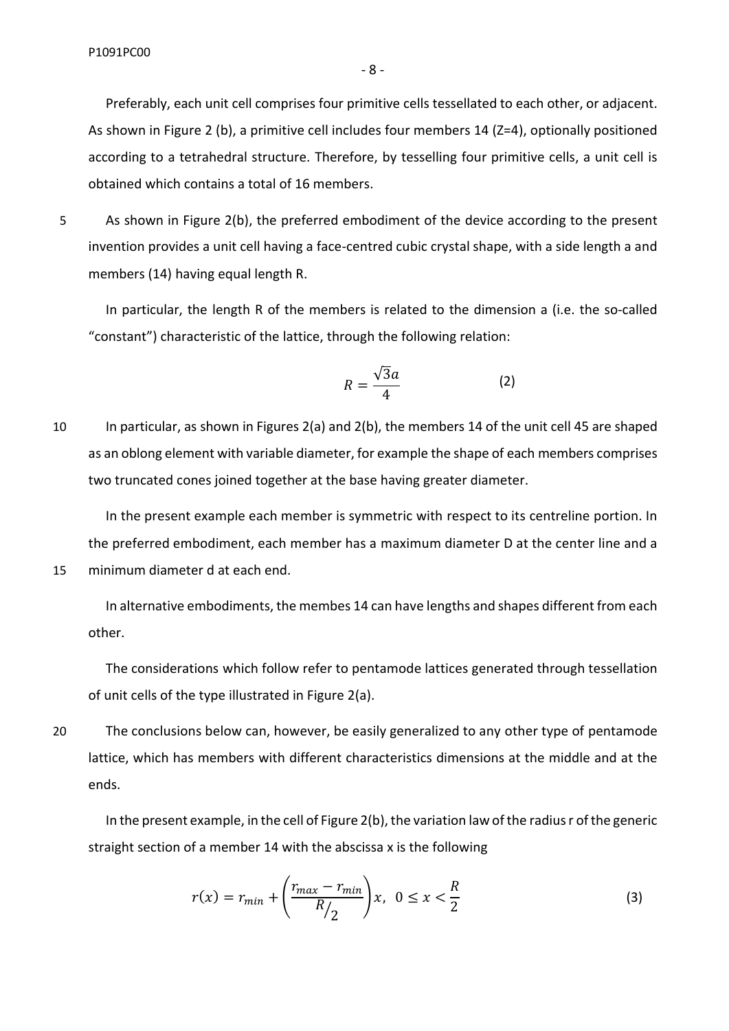Preferably, each unit cell comprises four primitive cells tessellated to each other, or adjacent. As shown in Figure 2 (b), a primitive cell includes four members 14 (Z=4), optionally positioned according to a tetrahedral structure. Therefore, by tesselling four primitive cells, a unit cell is obtained which contains a total of 16 members.

As shown in Figure 2(b), the preferred embodiment of the device according to the present invention provides a unit cell having a face-centred cubic crystal shape, with a side length a and members (14) having equal length R.

In particular, the length R of the members is related to the dimension a (i.e. the so-called "constant") characteristic of the lattice, through the following relation:

$$R = \frac{\sqrt{3}a}{4} \qquad (2)$$

In particular, as shown in Figures 2(a) and 2(b), the members 14 of the unit cell 45 are shaped as an oblong element with variable diameter, for example the shape of each members comprises two truncated cones joined together at the base having greater diameter.

In the present example each member is symmetric with respect to its centreline portion. In the preferred embodiment, each member has a maximum diameter D at the center line and a minimum diameter d at each end.

In alternative embodiments, the membes 14 can have lengths and shapes different from each other.

The considerations which follow refer to pentamode lattices generated through tessellation of unit cells of the type illustrated in Figure 2(a).

The conclusions below can, however, be easily generalized to any other type of pentamode lattice, which has members with different characteristics dimensions at the middle and at the ends.

In the present example, in the cell of Figure 2(b), the variation law of the radius r of the generic straight section of a member 14 with the abscissa x is the following

$$r(x) = r_{min} + \left(\frac{r_{max} - r_{min}}{R/_{2}}\right)x, \ \ 0 \leq x < \frac{R}{2} \qquad (3)$$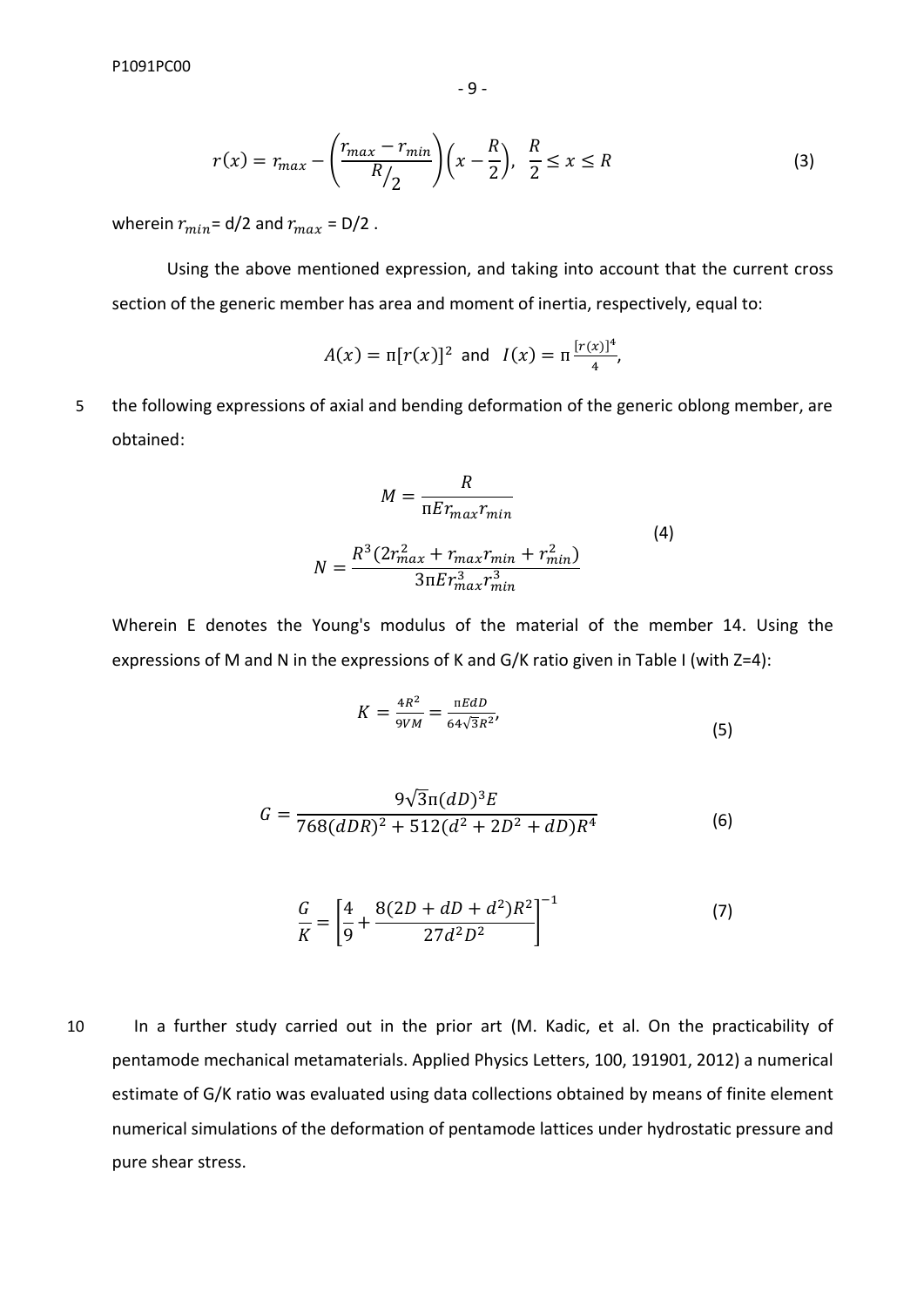$$r(x) = r_{max} - \left(\frac{r_{max} - r_{min}}{R/_2}\right)\left(x - \frac{R}{2}\right),\ \ \frac{R}{2} \leq x \leq R \tag{3}$$

wherein $r_{min}$= d/2 and $r_{max}$ = D/2 .

Using the above mentioned expression, and taking into account that the current cross section of the generic member has area and moment of inertia, respectively, equal to:

$$A(x) = \pi[r(x)]^2 \ \text{and} \ \ I(x) = \pi\frac{[r(x)]^4}{4},$$

the following expressions of axial and bending deformation of the generic oblong member, are obtained:

$$M = \frac{R}{\pi E r_{max} r_{min}}$$

$$N = \frac{R^3(2r_{max}^2 + r_{max}r_{min} + r_{min}^2)}{3\pi E r_{max}^3 r_{min}^3} \tag{4}$$

Wherein E denotes the Young's modulus of the material of the member 14. Using the expressions of M and N in the expressions of K and G/K ratio given in Table I (with Z=4):

$$K = \frac{4R^2}{9VM} = \frac{\pi E d D}{64\sqrt{3}R^2}, \tag{5}$$

$$G = \frac{9\sqrt{3}\pi(dD)^3 E}{768(dDR)^2 + 512(d^2 + 2D^2 + dD)R^4} \tag{6}$$

$$\frac{G}{K} = \left[\frac{4}{9} + \frac{8(2D + dD + d^2)R^2}{27d^2D^2}\right]^{-1} \tag{7}$$

In a further study carried out in the prior art (M. Kadic, et al. On the practicability of pentamode mechanical metamaterials. Applied Physics Letters, 100, 191901, 2012) a numerical estimate of G/K ratio was evaluated using data collections obtained by means of finite element numerical simulations of the deformation of pentamode lattices under hydrostatic pressure and pure shear stress.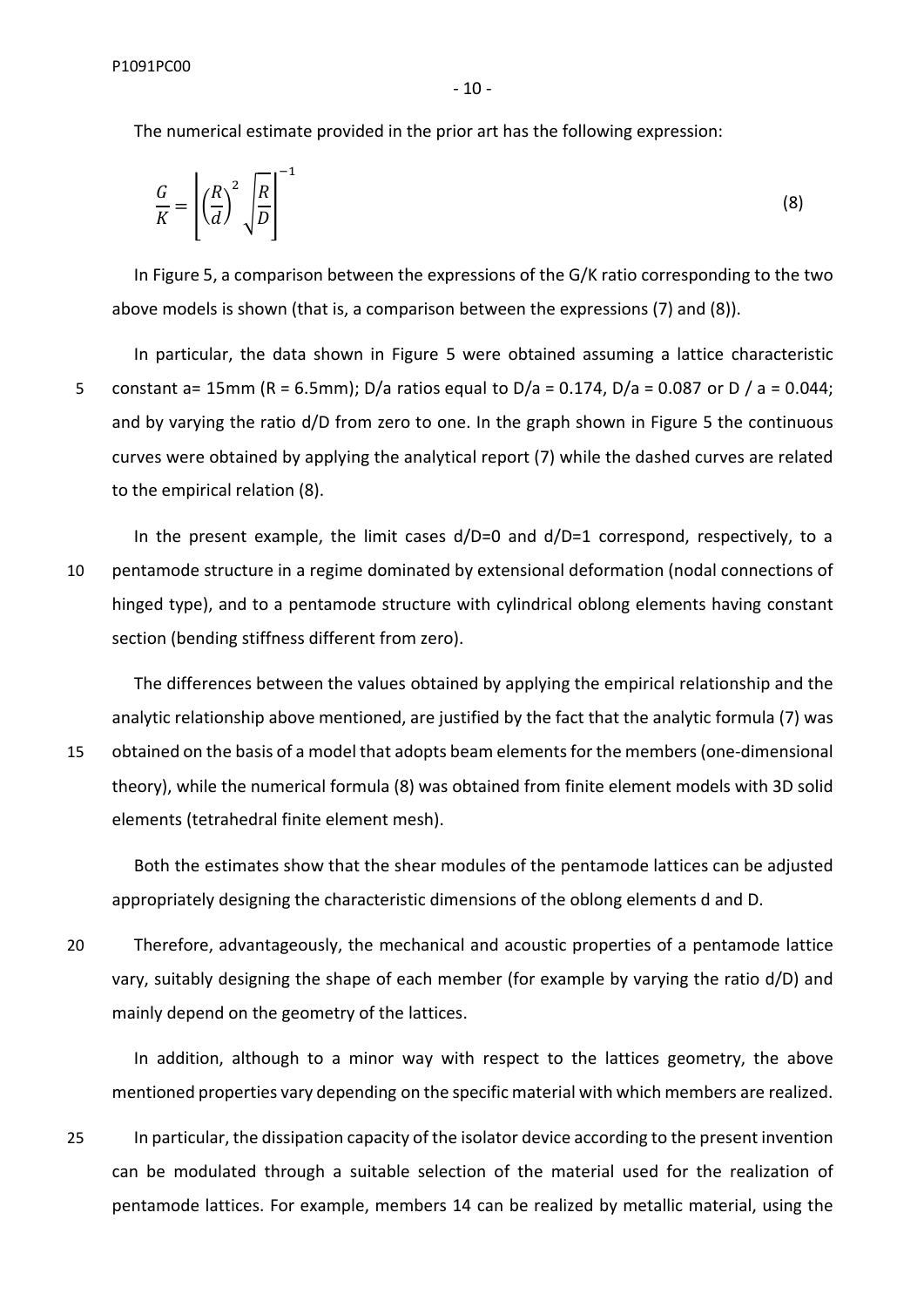The numerical estimate provided in the prior art has the following expression:

$$\frac{G}{K} = \left[ \left( \frac{R}{d} \right)^2 \sqrt{\frac{R}{D}} \right]^{-1} \tag{8}$$

In Figure 5, a comparison between the expressions of the G/K ratio corresponding to the two above models is shown (that is, a comparison between the expressions (7) and (8)).

In particular, the data shown in Figure 5 were obtained assuming a lattice characteristic constant a= 15mm (R = 6.5mm); D/a ratios equal to D/a = 0.174, D/a = 0.087 or D / a = 0.044; and by varying the ratio d/D from zero to one. In the graph shown in Figure 5 the continuous curves were obtained by applying the analytical report (7) while the dashed curves are related to the empirical relation (8).

In the present example, the limit cases d/D=0 and d/D=1 correspond, respectively, to a pentamode structure in a regime dominated by extensional deformation (nodal connections of hinged type), and to a pentamode structure with cylindrical oblong elements having constant section (bending stiffness different from zero).

The differences between the values obtained by applying the empirical relationship and the analytic relationship above mentioned, are justified by the fact that the analytic formula (7) was obtained on the basis of a model that adopts beam elements for the members (one-dimensional theory), while the numerical formula (8) was obtained from finite element models with 3D solid elements (tetrahedral finite element mesh).

Both the estimates show that the shear modules of the pentamode lattices can be adjusted appropriately designing the characteristic dimensions of the oblong elements d and D.

Therefore, advantageously, the mechanical and acoustic properties of a pentamode lattice vary, suitably designing the shape of each member (for example by varying the ratio d/D) and mainly depend on the geometry of the lattices.

In addition, although to a minor way with respect to the lattices geometry, the above mentioned properties vary depending on the specific material with which members are realized.

In particular, the dissipation capacity of the isolator device according to the present invention can be modulated through a suitable selection of the material used for the realization of pentamode lattices. For example, members 14 can be realized by metallic material, using the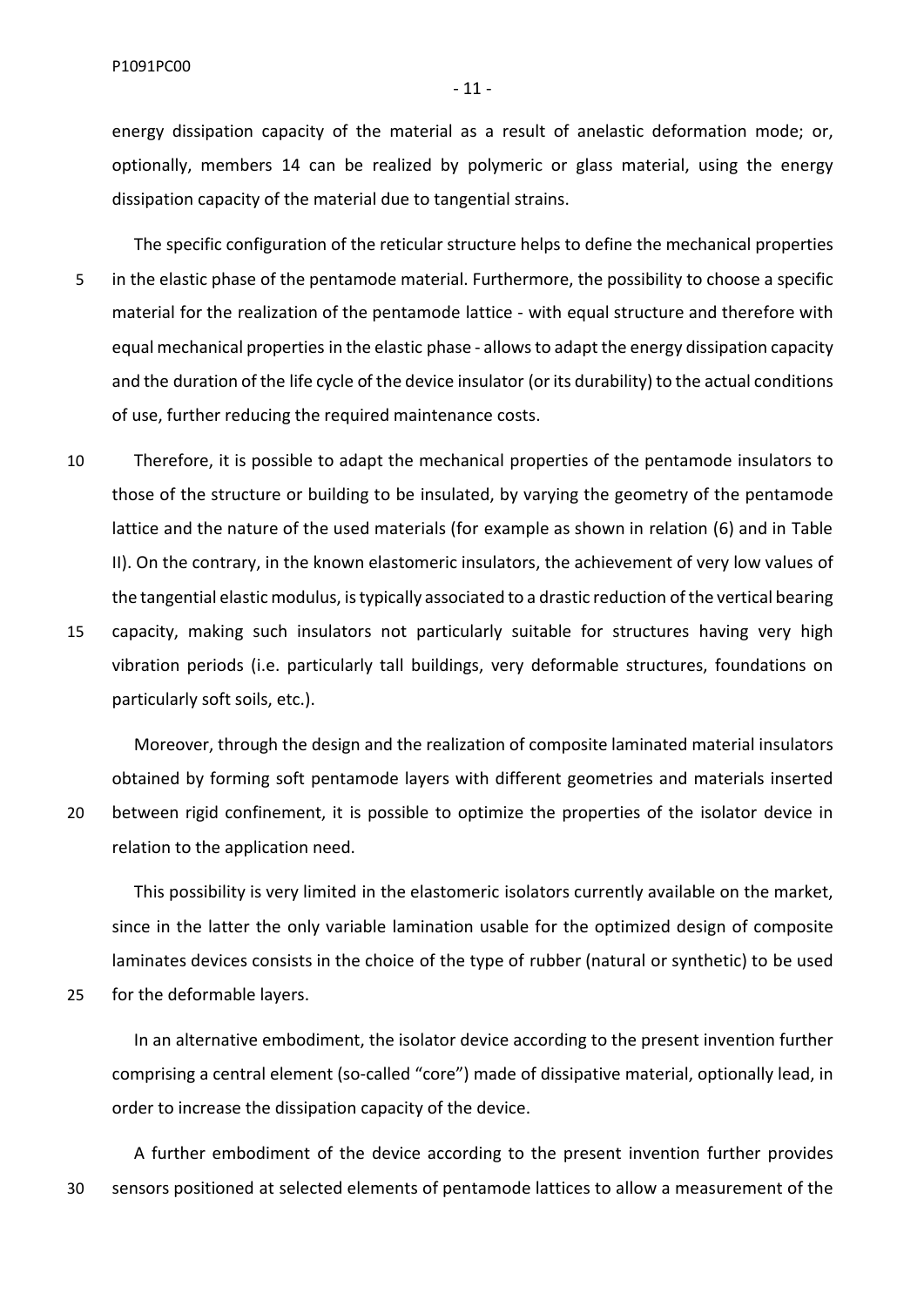energy dissipation capacity of the material as a result of anelastic deformation mode; or, optionally, members 14 can be realized by polymeric or glass material, using the energy dissipation capacity of the material due to tangential strains.

The specific configuration of the reticular structure helps to define the mechanical properties in the elastic phase of the pentamode material. Furthermore, the possibility to choose a specific material for the realization of the pentamode lattice - with equal structure and therefore with equal mechanical properties in the elastic phase - allows to adapt the energy dissipation capacity and the duration of the life cycle of the device insulator (or its durability) to the actual conditions of use, further reducing the required maintenance costs.

Therefore, it is possible to adapt the mechanical properties of the pentamode insulators to those of the structure or building to be insulated, by varying the geometry of the pentamode lattice and the nature of the used materials (for example as shown in relation (6) and in Table II). On the contrary, in the known elastomeric insulators, the achievement of very low values of the tangential elastic modulus, is typically associated to a drastic reduction of the vertical bearing capacity, making such insulators not particularly suitable for structures having very high vibration periods (i.e. particularly tall buildings, very deformable structures, foundations on particularly soft soils, etc.).

Moreover, through the design and the realization of composite laminated material insulators obtained by forming soft pentamode layers with different geometries and materials inserted between rigid confinement, it is possible to optimize the properties of the isolator device in relation to the application need.

This possibility is very limited in the elastomeric isolators currently available on the market, since in the latter the only variable lamination usable for the optimized design of composite laminates devices consists in the choice of the type of rubber (natural or synthetic) to be used for the deformable layers.

In an alternative embodiment, the isolator device according to the present invention further comprising a central element (so-called "core") made of dissipative material, optionally lead, in order to increase the dissipation capacity of the device.

A further embodiment of the device according to the present invention further provides sensors positioned at selected elements of pentamode lattices to allow a measurement of the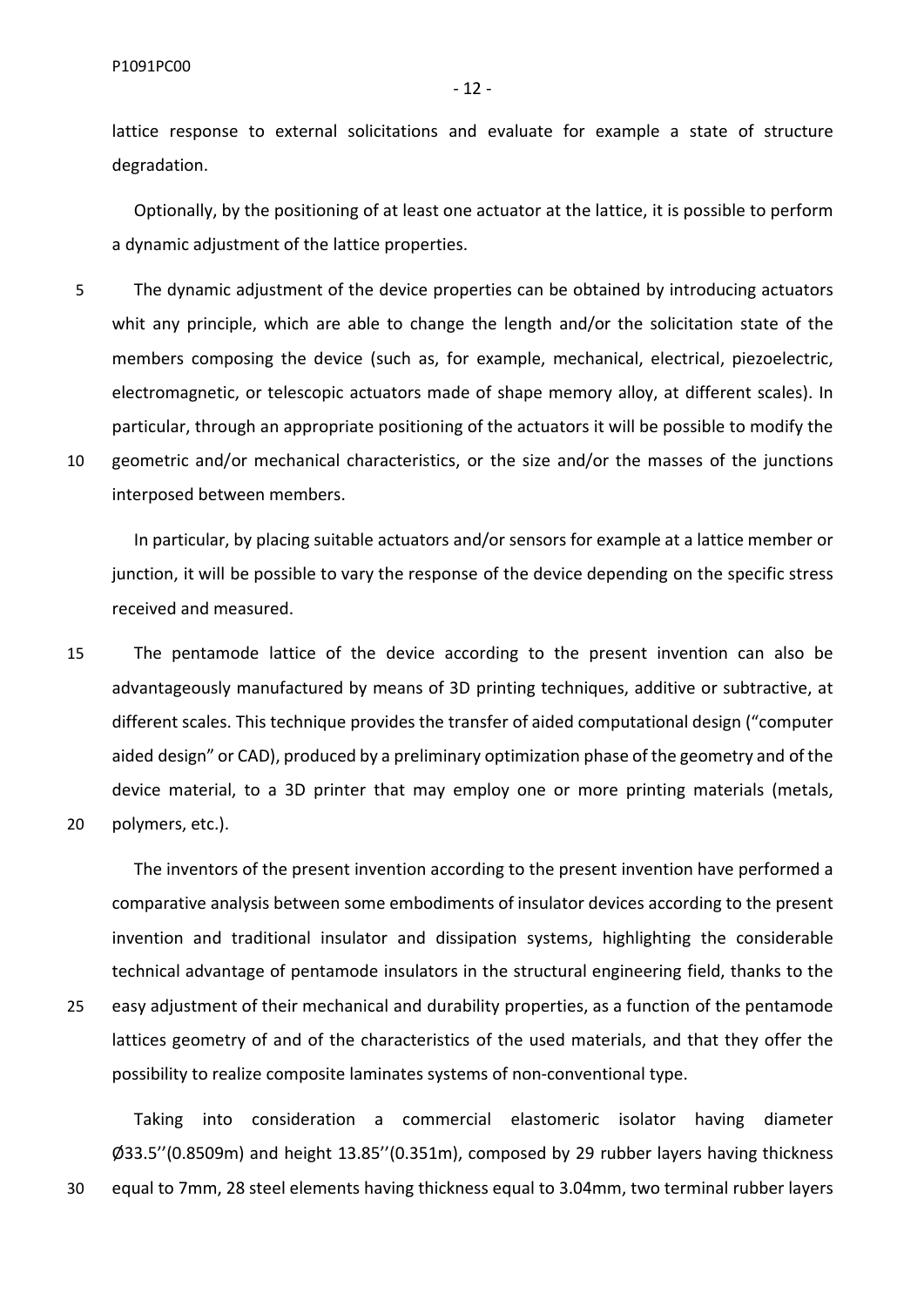lattice response to external solicitations and evaluate for example a state of structure degradation.

Optionally, by the positioning of at least one actuator at the lattice, it is possible to perform a dynamic adjustment of the lattice properties.

The dynamic adjustment of the device properties can be obtained by introducing actuators whit any principle, which are able to change the length and/or the solicitation state of the members composing the device (such as, for example, mechanical, electrical, piezoelectric, electromagnetic, or telescopic actuators made of shape memory alloy, at different scales). In particular, through an appropriate positioning of the actuators it will be possible to modify the geometric and/or mechanical characteristics, or the size and/or the masses of the junctions interposed between members.

In particular, by placing suitable actuators and/or sensors for example at a lattice member or junction, it will be possible to vary the response of the device depending on the specific stress received and measured.

The pentamode lattice of the device according to the present invention can also be advantageously manufactured by means of 3D printing techniques, additive or subtractive, at different scales. This technique provides the transfer of aided computational design ("computer aided design" or CAD), produced by a preliminary optimization phase of the geometry and of the device material, to a 3D printer that may employ one or more printing materials (metals, polymers, etc.).

The inventors of the present invention according to the present invention have performed a comparative analysis between some embodiments of insulator devices according to the present invention and traditional insulator and dissipation systems, highlighting the considerable technical advantage of pentamode insulators in the structural engineering field, thanks to the easy adjustment of their mechanical and durability properties, as a function of the pentamode lattices geometry of and of the characteristics of the used materials, and that they offer the possibility to realize composite laminates systems of non-conventional type.

Taking into consideration a commercial elastomeric isolator having diameter Ø33.5''(0.8509m) and height 13.85''(0.351m), composed by 29 rubber layers having thickness equal to 7mm, 28 steel elements having thickness equal to 3.04mm, two terminal rubber layers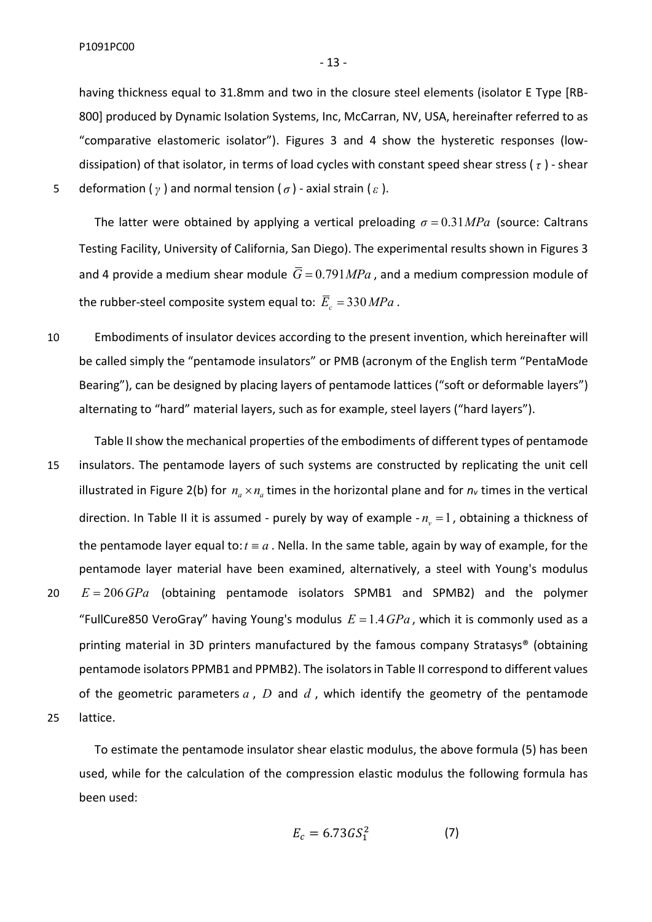having thickness equal to 31.8mm and two in the closure steel elements (isolator E Type [RB-800] produced by Dynamic Isolation Systems, Inc, McCarran, NV, USA, hereinafter referred to as "comparative elastomeric isolator"). Figures 3 and 4 show the hysteretic responses (low-dissipation) of that isolator, in terms of load cycles with constant speed shear stress ( $\tau$ ) - shear deformation ( $\gamma$ ) and normal tension ( $\sigma$ ) - axial strain ( $\varepsilon$ ).

The latter were obtained by applying a vertical preloading $\sigma = 0.31 MPa$ (source: Caltrans Testing Facility, University of California, San Diego). The experimental results shown in Figures 3 and 4 provide a medium shear module $\bar{G} = 0.791 MPa$, and a medium compression module of the rubber-steel composite system equal to: $\bar{E}_c = 330\, MPa$.

Embodiments of insulator devices according to the present invention, which hereinafter will be called simply the "pentamode insulators" or PMB (acronym of the English term "PentaMode Bearing"), can be designed by placing layers of pentamode lattices ("soft or deformable layers") alternating to "hard" material layers, such as for example, steel layers ("hard layers").

Table II show the mechanical properties of the embodiments of different types of pentamode insulators. The pentamode layers of such systems are constructed by replicating the unit cell illustrated in Figure 2(b) for $n_a \times n_a$ times in the horizontal plane and for $n_v$ times in the vertical direction. In Table II it is assumed - purely by way of example - $n_v = 1$, obtaining a thickness of the pentamode layer equal to: $t \equiv a$ . Nella. In the same table, again by way of example, for the pentamode layer material have been examined, alternatively, a steel with Young's modulus $E = 206\, GPa$ (obtaining pentamode isolators SPMB1 and SPMB2) and the polymer "FullCure850 VeroGray" having Young's modulus $E = 1.4\, GPa$, which it is commonly used as a printing material in 3D printers manufactured by the famous company Stratasys® (obtaining pentamode isolators PPMB1 and PPMB2). The isolators in Table II correspond to different values of the geometric parameters $a$ , $D$ and $d$ , which identify the geometry of the pentamode lattice.

To estimate the pentamode insulator shear elastic modulus, the above formula (5) has been used, while for the calculation of the compression elastic modulus the following formula has been used:

$$E_c = 6.73 G S_1^2 \qquad (7)$$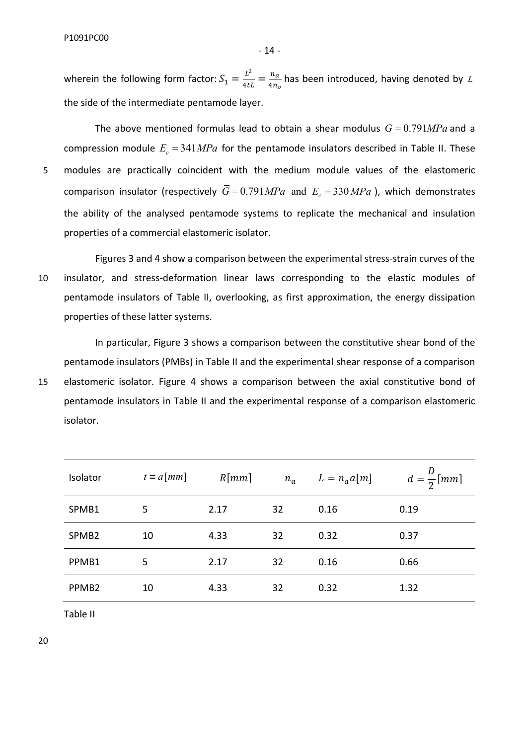wherein the following form factor: $S_1 = \frac{L^2}{4tL} = \frac{n_a}{4n_v}$ has been introduced, having denoted by $L$ the side of the intermediate pentamode layer.

The above mentioned formulas lead to obtain a shear modulus $G = 0.791 MPa$ and a compression module $E_c = 341 MPa$ for the pentamode insulators described in Table II. These modules are practically coincident with the medium module values of the elastomeric comparison insulator (respectively $\overline{G} = 0.791 MPa$ and $\overline{E}_c = 330 MPa$ ), which demonstrates the ability of the analysed pentamode systems to replicate the mechanical and insulation properties of a commercial elastomeric isolator.

Figures 3 and 4 show a comparison between the experimental stress-strain curves of the insulator, and stress-deformation linear laws corresponding to the elastic modules of pentamode insulators of Table II, overlooking, as first approximation, the energy dissipation properties of these latter systems.

In particular, Figure 3 shows a comparison between the constitutive shear bond of the pentamode insulators (PMBs) in Table II and the experimental shear response of a comparison elastomeric isolator. Figure 4 shows a comparison between the axial constitutive bond of pentamode insulators in Table II and the experimental response of a comparison elastomeric isolator.

| Isolator | $t \equiv a[mm]$ | $R[mm]$ | $n_a$ | $L = n_a a[m]$ | $d = \frac{D}{2}[mm]$ |
|---|---|---|---|---|---|
| SPMB1 | 5 | 2.17 | 32 | 0.16 | 0.19 |
| SPMB2 | 10 | 4.33 | 32 | 0.32 | 0.37 |
| PPMB1 | 5 | 2.17 | 32 | 0.16 | 0.66 |
| PPMB2 | 10 | 4.33 | 32 | 0.32 | 1.32 |

Table II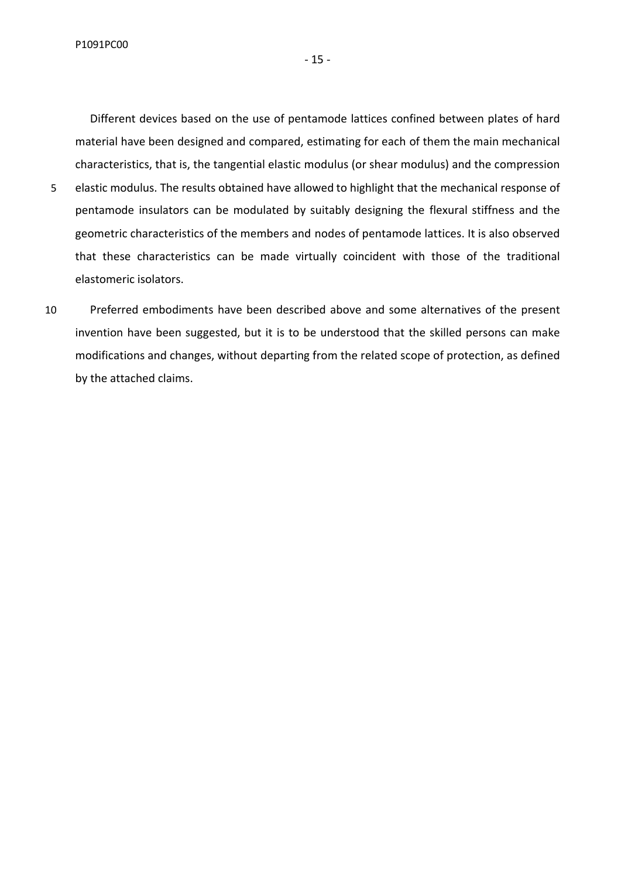Different devices based on the use of pentamode lattices confined between plates of hard material have been designed and compared, estimating for each of them the main mechanical characteristics, that is, the tangential elastic modulus (or shear modulus) and the compression elastic modulus. The results obtained have allowed to highlight that the mechanical response of pentamode insulators can be modulated by suitably designing the flexural stiffness and the geometric characteristics of the members and nodes of pentamode lattices. It is also observed that these characteristics can be made virtually coincident with those of the traditional elastomeric isolators.

Preferred embodiments have been described above and some alternatives of the present invention have been suggested, but it is to be understood that the skilled persons can make modifications and changes, without departing from the related scope of protection, as defined by the attached claims.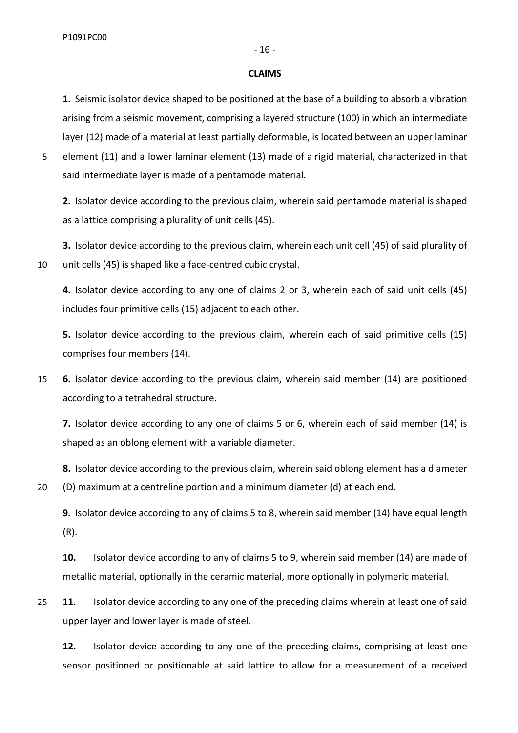**CLAIMS**

**1.** Seismic isolator device shaped to be positioned at the base of a building to absorb a vibration arising from a seismic movement, comprising a layered structure (100) in which an intermediate layer (12) made of a material at least partially deformable, is located between an upper laminar element (11) and a lower laminar element (13) made of a rigid material, characterized in that said intermediate layer is made of a pentamode material.

**2.** Isolator device according to the previous claim, wherein said pentamode material is shaped as a lattice comprising a plurality of unit cells (45).

**3.** Isolator device according to the previous claim, wherein each unit cell (45) of said plurality of unit cells (45) is shaped like a face-centred cubic crystal.

**4.** Isolator device according to any one of claims 2 or 3, wherein each of said unit cells (45) includes four primitive cells (15) adjacent to each other.

**5.** Isolator device according to the previous claim, wherein each of said primitive cells (15) comprises four members (14).

**6.** Isolator device according to the previous claim, wherein said member (14) are positioned according to a tetrahedral structure.

**7.** Isolator device according to any one of claims 5 or 6, wherein each of said member (14) is shaped as an oblong element with a variable diameter.

**8.** Isolator device according to the previous claim, wherein said oblong element has a diameter (D) maximum at a centreline portion and a minimum diameter (d) at each end.

**9.** Isolator device according to any of claims 5 to 8, wherein said member (14) have equal length (R).

**10.** Isolator device according to any of claims 5 to 9, wherein said member (14) are made of metallic material, optionally in the ceramic material, more optionally in polymeric material.

**11.** Isolator device according to any one of the preceding claims wherein at least one of said upper layer and lower layer is made of steel.

**12.** Isolator device according to any one of the preceding claims, comprising at least one sensor positioned or positionable at said lattice to allow for a measurement of a received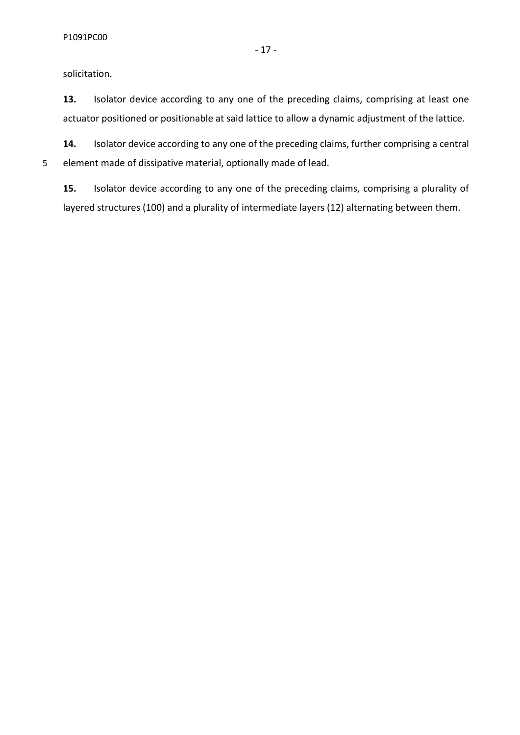solicitation.

**13.** Isolator device according to any one of the preceding claims, comprising at least one actuator positioned or positionable at said lattice to allow a dynamic adjustment of the lattice.

**14.** Isolator device according to any one of the preceding claims, further comprising a central element made of dissipative material, optionally made of lead.

**15.** Isolator device according to any one of the preceding claims, comprising a plurality of layered structures (100) and a plurality of intermediate layers (12) alternating between them.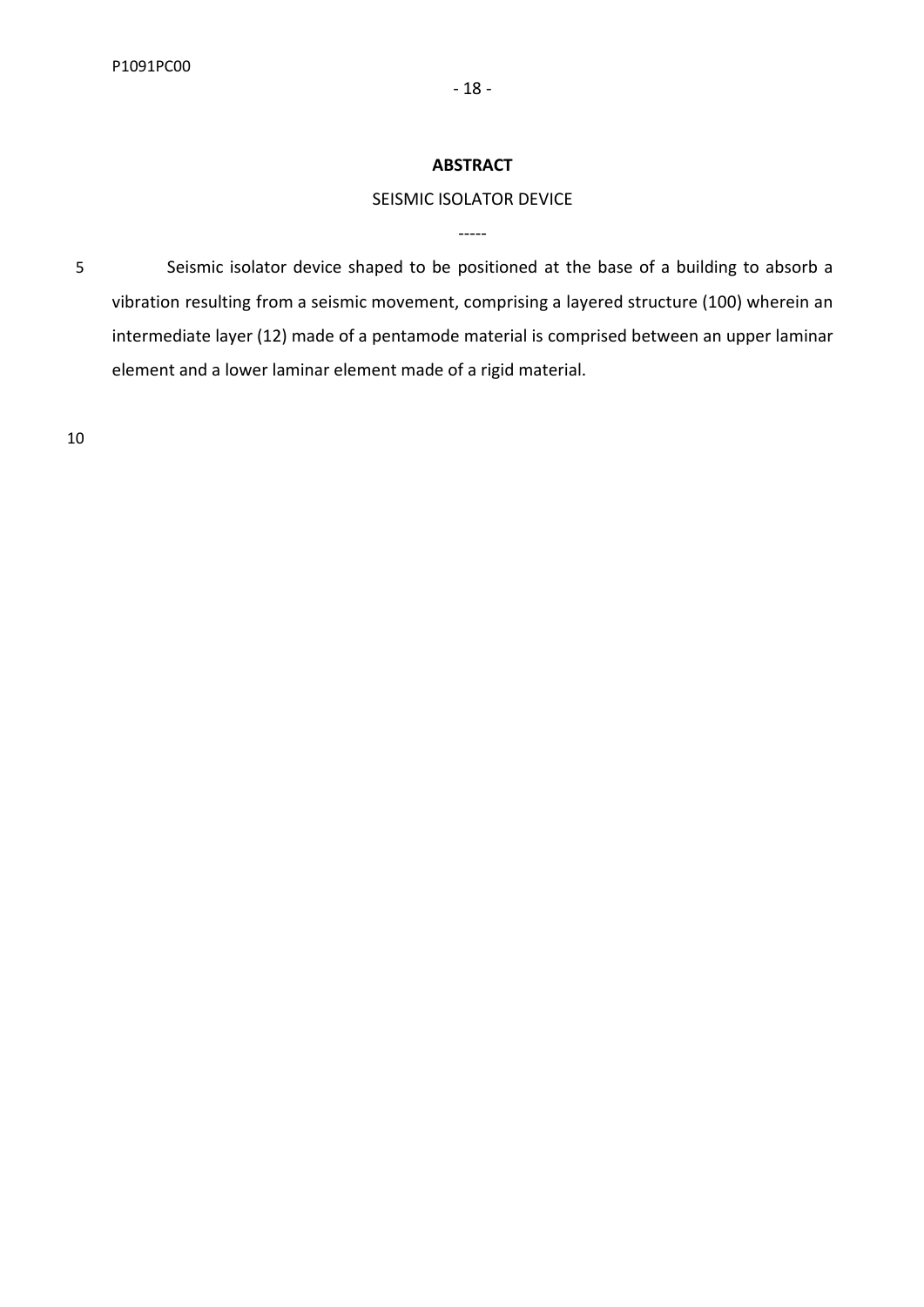**ABSTRACT**

SEISMIC ISOLATOR DEVICE

-----

Seismic isolator device shaped to be positioned at the base of a building to absorb a vibration resulting from a seismic movement, comprising a layered structure (100) wherein an intermediate layer (12) made of a pentamode material is comprised between an upper laminar element and a lower laminar element made of a rigid material.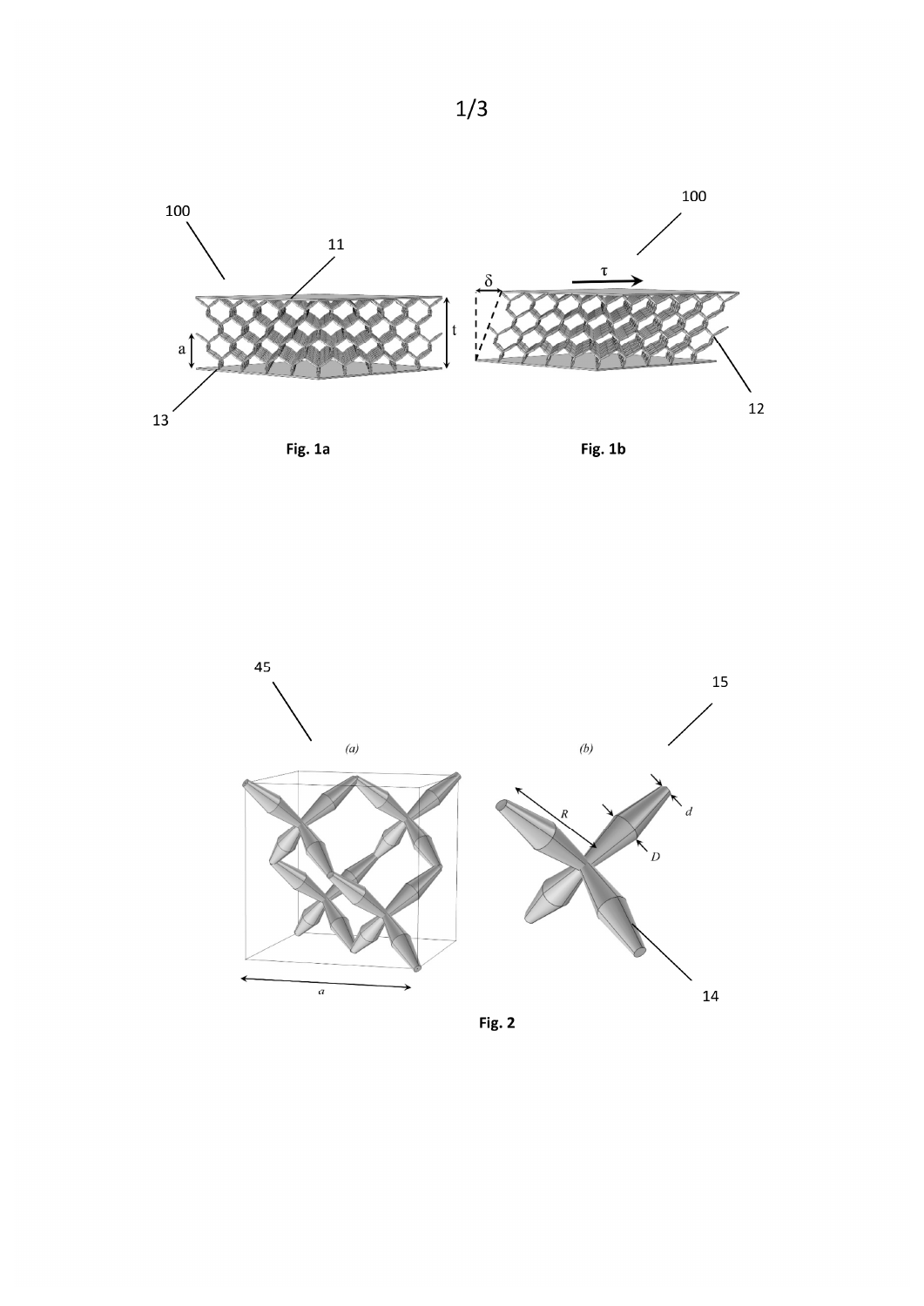Fig. 1a

Fig. 1b

Fig. 2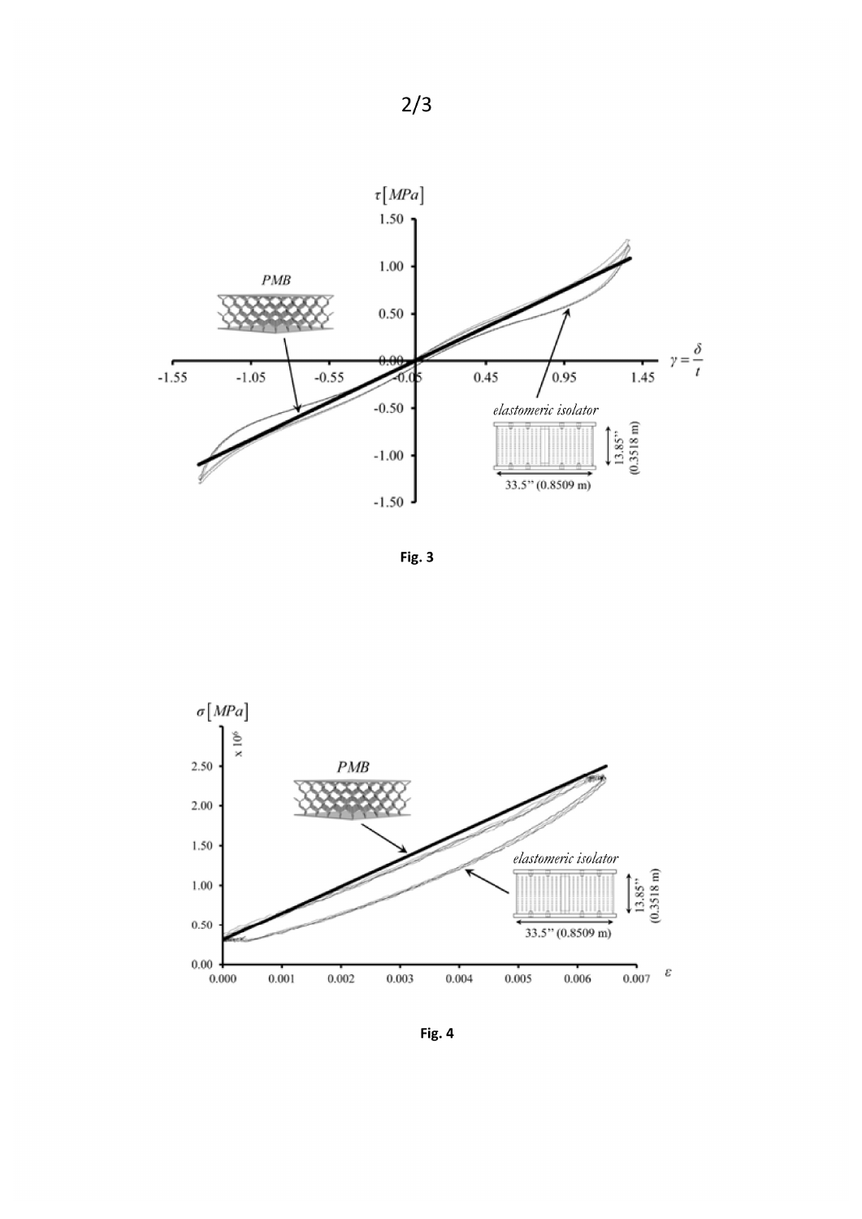Fig. 3

Fig. 4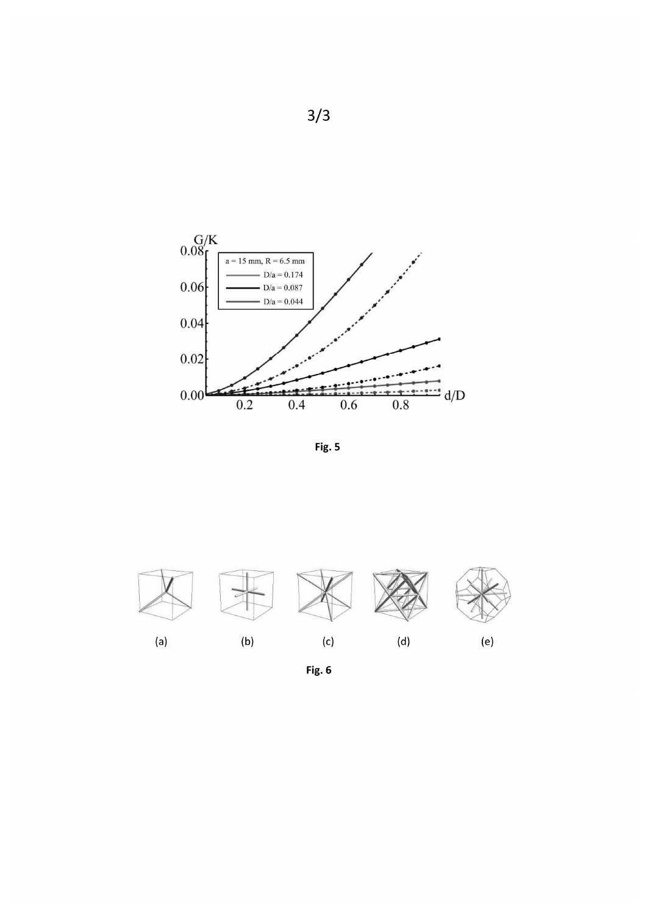G/K

0.08

0.06

0.04

0.02

0.00

0.2

0.4

0.6

0.8

d/D

a = 15 mm, R = 6.5 mm

D/a = 0.174

D/a = 0.087

D/a = 0.044

**Fig. 5**

(a)

(b)

(c)

(d)

(e)

**Fig. 6**